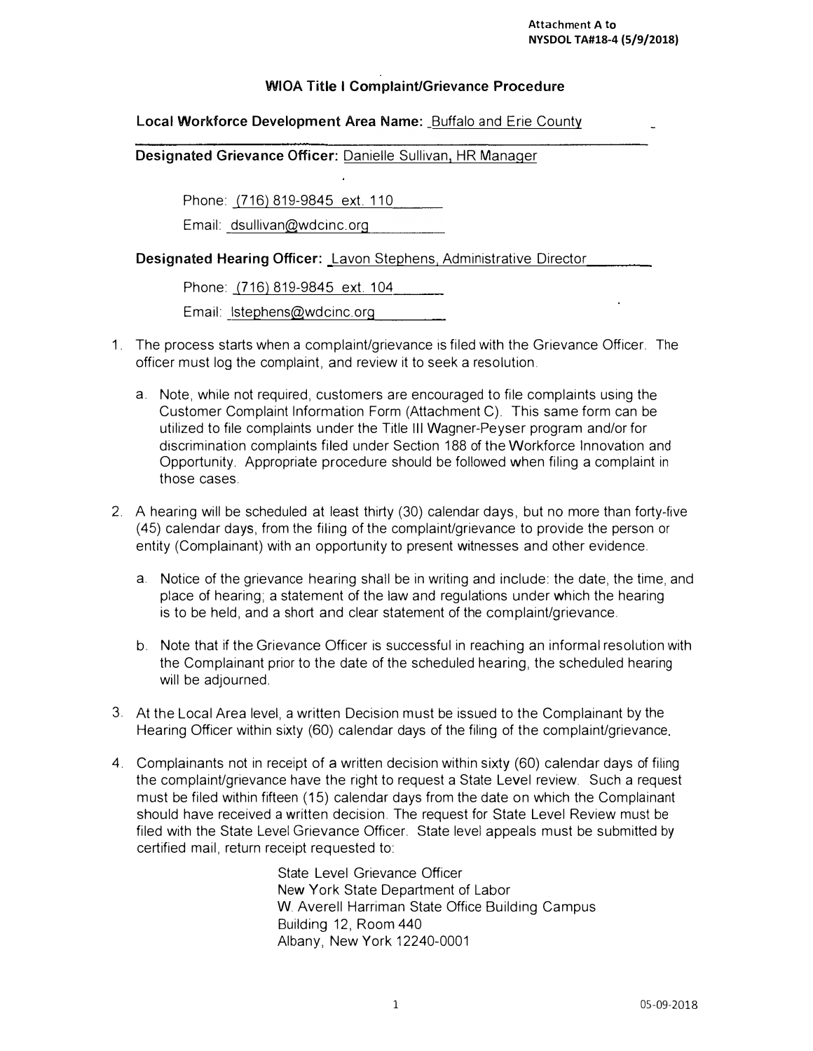**Attachment A to NYSDOL TA#18-4 (5/9/2018)**

## WIOA Title I Complaint/Grievance Procedure

**Local Workforce Development Area Name:** Buffalo and Erie County

**Designated Grievance Officer:** Danielle Sullivan, HR Manager

Phone: (716) 819-9845 ext. 110

Email: dsullivan@wdcinc.org

**Designated Hearing Officer:** Lavon Stephens, Administrative Director

Phone: (716) 819-9845 ext. 104

Email: lstephens@wdcinc.org

1. The process starts when a complaint/grievance is filed with the Grievance Officer. The officer must log the complaint, and review it to seek a resolution.

   a. Note, while not required, customers are encouraged to file complaints using the Customer Complaint Information Form (Attachment C). This same form can be utilized to file complaints under the Title III Wagner-Peyser program and/or for discrimination complaints filed under Section 188 of the Workforce Innovation and Opportunity. Appropriate procedure should be followed when filing a complaint in those cases.

2. A hearing will be scheduled at least thirty (30) calendar days, but no more than forty-five (45) calendar days, from the filing of the complaint/grievance to provide the person or entity (Complainant) with an opportunity to present witnesses and other evidence.

   a. Notice of the grievance hearing shall be in writing and include: the date, the time, and place of hearing; a statement of the law and regulations under which the hearing is to be held, and a short and clear statement of the complaint/grievance.

   b. Note that if the Grievance Officer is successful in reaching an informal resolution with the Complainant prior to the date of the scheduled hearing, the scheduled hearing will be adjourned.

3. At the Local Area level, a written Decision must be issued to the Complainant by the Hearing Officer within sixty (60) calendar days of the filing of the complaint/grievance.

4. Complainants not in receipt of a written decision within sixty (60) calendar days of filing the complaint/grievance have the right to request a State Level review. Such a request must be filed within fifteen (15) calendar days from the date on which the Complainant should have received a written decision. The request for State Level Review must be filed with the State Level Grievance Officer. State level appeals must be submitted by certified mail, return receipt requested to:

   State Level Grievance Officer
   New York State Department of Labor
   W. Averell Harriman State Office Building Campus
   Building 12, Room 440
   Albany, New York 12240-0001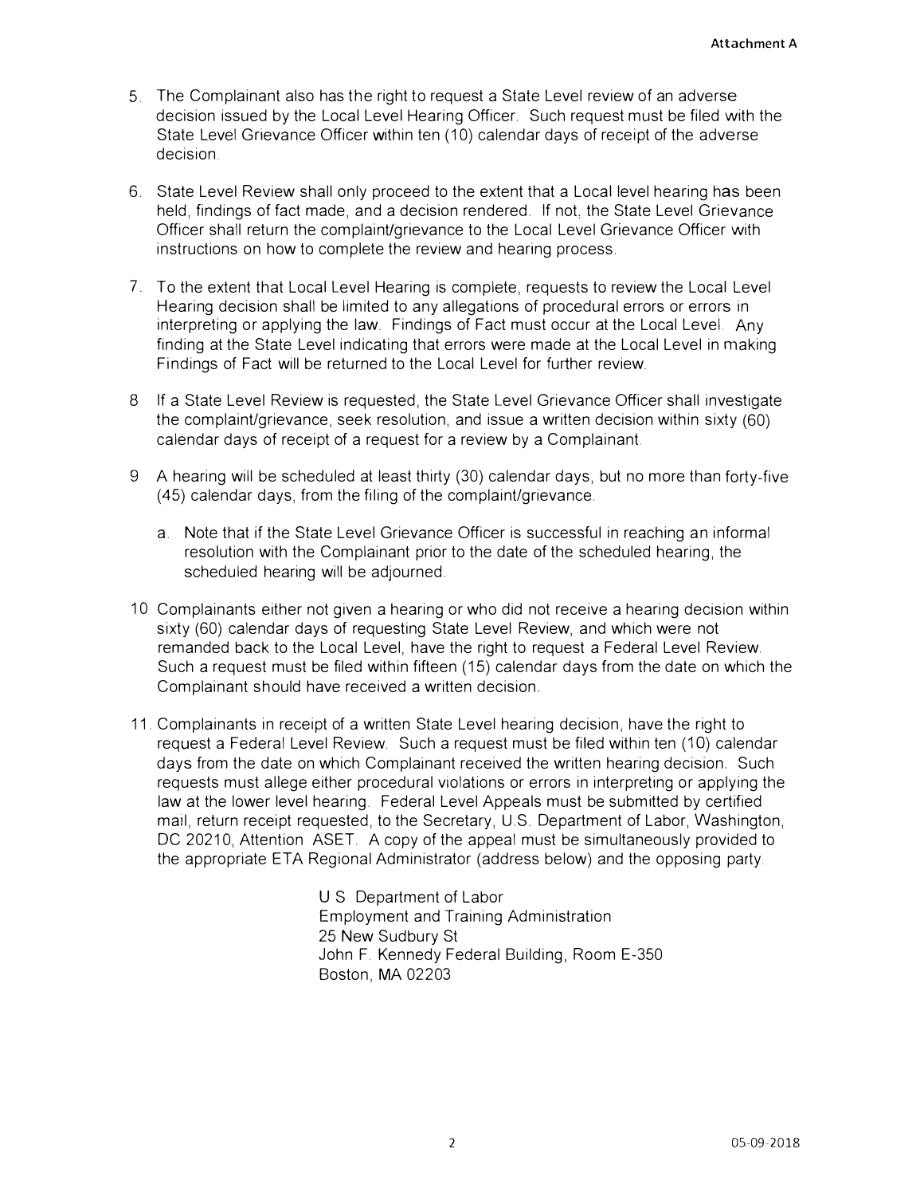Attachment A

5. The Complainant also has the right to request a State Level review of an adverse decision issued by the Local Level Hearing Officer. Such request must be filed with the State Level Grievance Officer within ten (10) calendar days of receipt of the adverse decision.

6. State Level Review shall only proceed to the extent that a Local level hearing has been held, findings of fact made, and a decision rendered. If not, the State Level Grievance Officer shall return the complaint/grievance to the Local Level Grievance Officer with instructions on how to complete the review and hearing process.

7. To the extent that Local Level Hearing is complete, requests to review the Local Level Hearing decision shall be limited to any allegations of procedural errors or errors in interpreting or applying the law. Findings of Fact must occur at the Local Level. Any finding at the State Level indicating that errors were made at the Local Level in making Findings of Fact will be returned to the Local Level for further review.

8. If a State Level Review is requested, the State Level Grievance Officer shall investigate the complaint/grievance, seek resolution, and issue a written decision within sixty (60) calendar days of receipt of a request for a review by a Complainant.

9. A hearing will be scheduled at least thirty (30) calendar days, but no more than forty-five (45) calendar days, from the filing of the complaint/grievance.

   a. Note that if the State Level Grievance Officer is successful in reaching an informal resolution with the Complainant prior to the date of the scheduled hearing, the scheduled hearing will be adjourned.

10. Complainants either not given a hearing or who did not receive a hearing decision within sixty (60) calendar days of requesting State Level Review, and which were not remanded back to the Local Level, have the right to request a Federal Level Review. Such a request must be filed within fifteen (15) calendar days from the date on which the Complainant should have received a written decision.

11. Complainants in receipt of a written State Level hearing decision, have the right to request a Federal Level Review. Such a request must be filed within ten (10) calendar days from the date on which Complainant received the written hearing decision. Such requests must allege either procedural violations or errors in interpreting or applying the law at the lower level hearing. Federal Level Appeals must be submitted by certified mail, return receipt requested, to the Secretary, U.S. Department of Labor, Washington, DC 20210, Attention ASET. A copy of the appeal must be simultaneously provided to the appropriate ETA Regional Administrator (address below) and the opposing party.

    U S Department of Labor
    Employment and Training Administration
    25 New Sudbury St
    John F. Kennedy Federal Building, Room E-350
    Boston, MA 02203

05-09-2018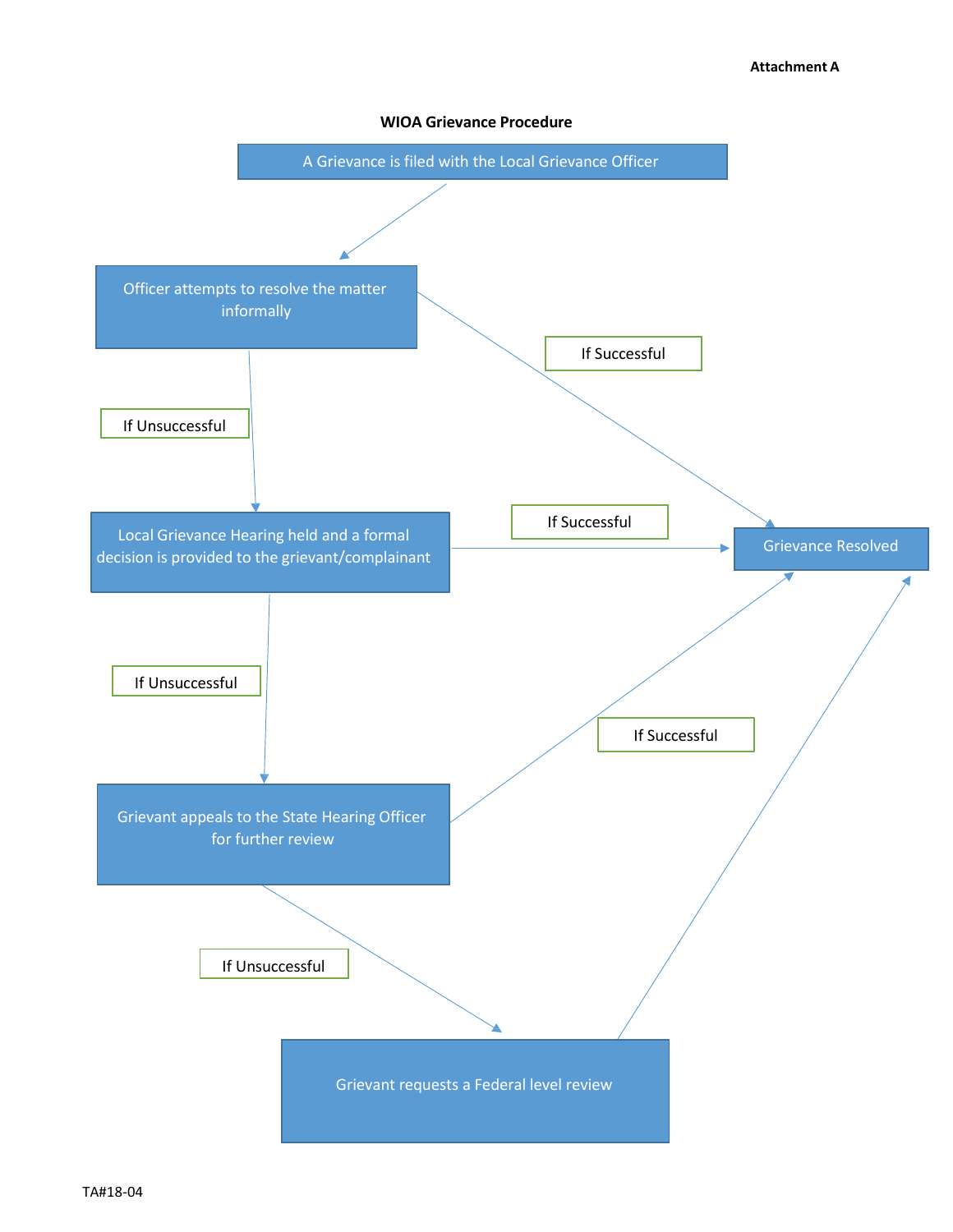Attachment A

**WIOA Grievance Procedure**

A Grievance is filed with the Local Grievance Officer

Officer attempts to resolve the matter informally

If Successful

If Unsuccessful

Local Grievance Hearing held and a formal decision is provided to the grievant/complainant

If Successful

Grievance Resolved

If Unsuccessful

If Successful

Grievant appeals to the State Hearing Officer for further review

If Unsuccessful

Grievant requests a Federal level review

TA#18-04